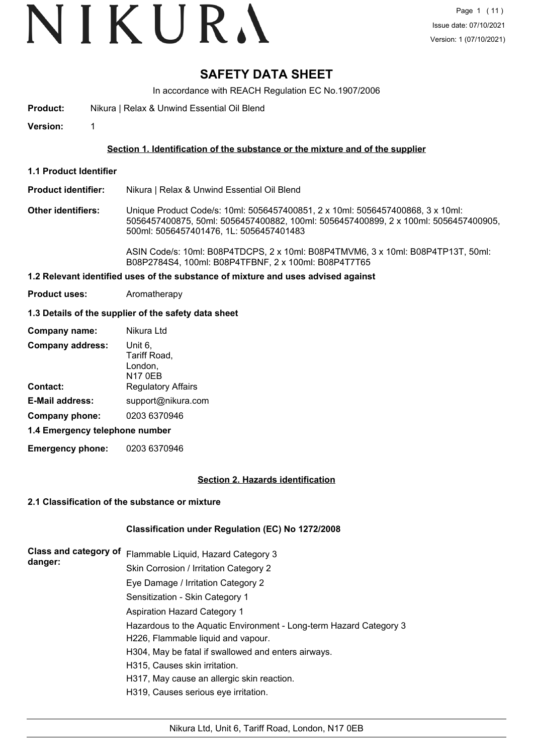# SAFETY DATA SHEET

In accordance with REACH Regulation EC No.1907/2006

**Product:** Nikura | Relax & Unwind Essential Oil Blend

**Version:** 1

## Section 1. Identification of the substance or the mixture and of the supplier

### 1.1 Product Identifier

**Product identifier:** Nikura | Relax & Unwind Essential Oil Blend

**Other identifiers:** Unique Product Code/s: 10ml: 5056457400851, 2 x 10ml: 5056457400868, 3 x 10ml: 5056457400875, 50ml: 5056457400882, 100ml: 5056457400899, 2 x 100ml: 5056457400905, 500ml: 5056457401476, 1L: 5056457401483

ASIN Code/s: 10ml: B08P4TDCPS, 2 x 10ml: B08P4TMVM6, 3 x 10ml: B08P4TP13T, 50ml: B08P2784S4, 100ml: B08P4TFBNF, 2 x 100ml: B08P4T7T65

### 1.2 Relevant identified uses of the substance of mixture and uses advised against

**Product uses:** Aromatherapy

### 1.3 Details of the supplier of the safety data sheet

**Company name:** Nikura Ltd

**Company address:** Unit 6,
Tariff Road,
London,
N17 0EB

**Contact:** Regulatory Affairs

**E-Mail address:** support@nikura.com

**Company phone:** 0203 6370946

### 1.4 Emergency telephone number

**Emergency phone:** 0203 6370946

## Section 2. Hazards identification

### 2.1 Classification of the substance or mixture

**Classification under Regulation (EC) No 1272/2008**

**Class and category of danger:**

Flammable Liquid, Hazard Category 3

Skin Corrosion / Irritation Category 2

Eye Damage / Irritation Category 2

Sensitization - Skin Category 1

Aspiration Hazard Category 1

Hazardous to the Aquatic Environment - Long-term Hazard Category 3

H226, Flammable liquid and vapour.

H304, May be fatal if swallowed and enters airways.

H315, Causes skin irritation.

H317, May cause an allergic skin reaction.

H319, Causes serious eye irritation.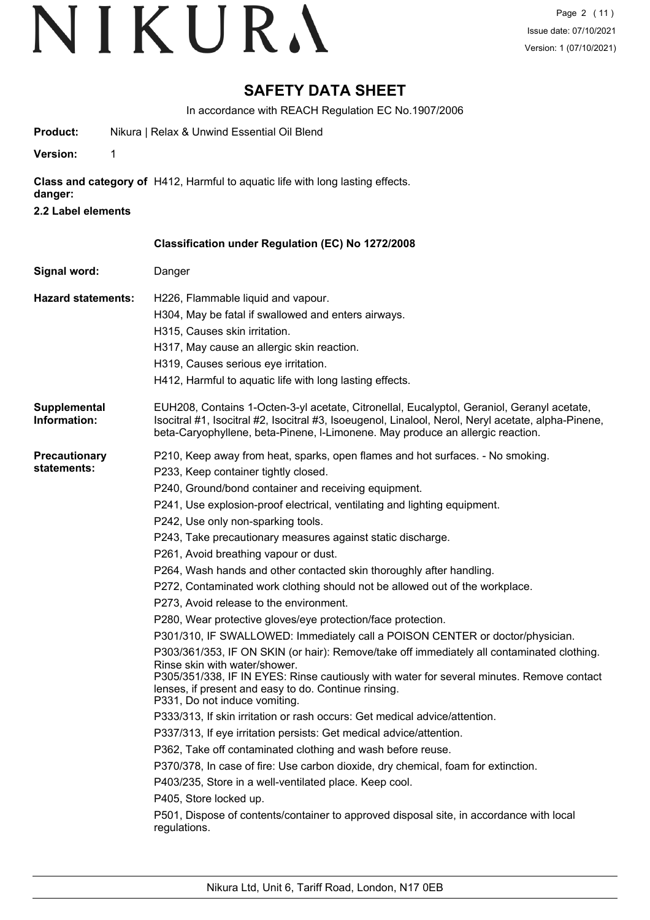# SAFETY DATA SHEET

In accordance with REACH Regulation EC No.1907/2006

**Product:** Nikura | Relax & Unwind Essential Oil Blend

**Version:** 1

**Class and category of danger:** H412, Harmful to aquatic life with long lasting effects.

**2.2 Label elements**

**Classification under Regulation (EC) No 1272/2008**

**Signal word:** Danger

**Hazard statements:**

H226, Flammable liquid and vapour.
H304, May be fatal if swallowed and enters airways.
H315, Causes skin irritation.
H317, May cause an allergic skin reaction.
H319, Causes serious eye irritation.
H412, Harmful to aquatic life with long lasting effects.

**Supplemental Information:** EUH208, Contains 1-Octen-3-yl acetate, Citronellal, Eucalyptol, Geraniol, Geranyl acetate, Isocitral #1, Isocitral #2, Isocitral #3, Isoeugenol, Linalool, Nerol, Neryl acetate, alpha-Pinene, beta-Caryophyllene, beta-Pinene, l-Limonene. May produce an allergic reaction.

**Precautionary statements:**

P210, Keep away from heat, sparks, open flames and hot surfaces. - No smoking.
P233, Keep container tightly closed.
P240, Ground/bond container and receiving equipment.
P241, Use explosion-proof electrical, ventilating and lighting equipment.
P242, Use only non-sparking tools.
P243, Take precautionary measures against static discharge.
P261, Avoid breathing vapour or dust.
P264, Wash hands and other contacted skin thoroughly after handling.
P272, Contaminated work clothing should not be allowed out of the workplace.
P273, Avoid release to the environment.
P280, Wear protective gloves/eye protection/face protection.
P301/310, IF SWALLOWED: Immediately call a POISON CENTER or doctor/physician.
P303/361/353, IF ON SKIN (or hair): Remove/take off immediately all contaminated clothing. Rinse skin with water/shower.
P305/351/338, IF IN EYES: Rinse cautiously with water for several minutes. Remove contact lenses, if present and easy to do. Continue rinsing.
P331, Do not induce vomiting.
P333/313, If skin irritation or rash occurs: Get medical advice/attention.
P337/313, If eye irritation persists: Get medical advice/attention.
P362, Take off contaminated clothing and wash before reuse.
P370/378, In case of fire: Use carbon dioxide, dry chemical, foam for extinction.
P403/235, Store in a well-ventilated place. Keep cool.
P405, Store locked up.
P501, Dispose of contents/container to approved disposal site, in accordance with local regulations.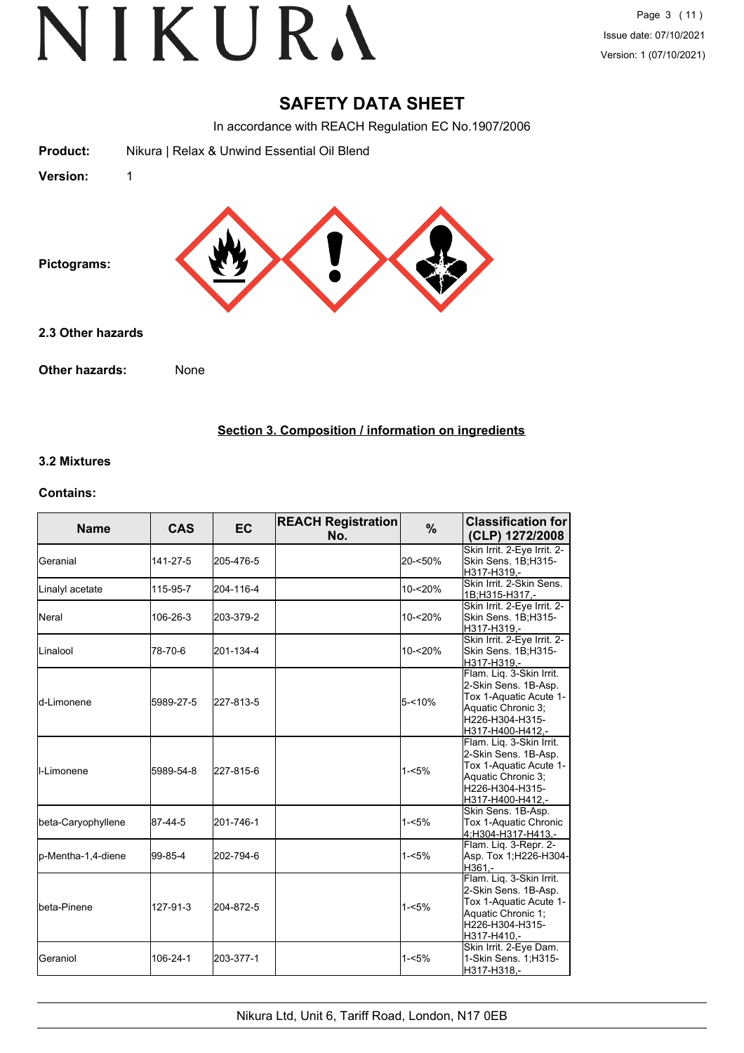# SAFETY DATA SHEET

In accordance with REACH Regulation EC No.1907/2006

**Product:** Nikura | Relax & Unwind Essential Oil Blend

**Version:** 1

**Pictograms:**

### 2.3 Other hazards

**Other hazards:** None

## Section 3. Composition / information on ingredients

### 3.2 Mixtures

**Contains:**

| Name | CAS | EC | REACH Registration No. | % | Classification for (CLP) 1272/2008 |
|---|---|---|---|---|---|
| Geranial | 141-27-5 | 205-476-5 | | 20-<50% | Skin Irrit. 2-Eye Irrit. 2-Skin Sens. 1B;H315-H317-H319,- |
| Linalyl acetate | 115-95-7 | 204-116-4 | | 10-<20% | Skin Irrit. 2-Skin Sens. 1B;H315-H317,- |
| Neral | 106-26-3 | 203-379-2 | | 10-<20% | Skin Irrit. 2-Eye Irrit. 2-Skin Sens. 1B;H315-H317-H319,- |
| Linalool | 78-70-6 | 201-134-4 | | 10-<20% | Skin Irrit. 2-Eye Irrit. 2-Skin Sens. 1B;H315-H317-H319,- |
| d-Limonene | 5989-27-5 | 227-813-5 | | 5-<10% | Flam. Liq. 3-Skin Irrit. 2-Skin Sens. 1B-Asp. Tox 1-Aquatic Acute 1-Aquatic Chronic 3;H226-H304-H315-H317-H400-H412,- |
| l-Limonene | 5989-54-8 | 227-815-6 | | 1-<5% | Flam. Liq. 3-Skin Irrit. 2-Skin Sens. 1B-Asp. Tox 1-Aquatic Acute 1-Aquatic Chronic 3;H226-H304-H315-H317-H400-H412,- |
| beta-Caryophyllene | 87-44-5 | 201-746-1 | | 1-<5% | Skin Sens. 1B-Asp. Tox 1-Aquatic Chronic 4;H304-H317-H413,- |
| p-Mentha-1,4-diene | 99-85-4 | 202-794-6 | | 1-<5% | Flam. Liq. 3-Repr. 2-Asp. Tox 1;H226-H304-H361,- |
| beta-Pinene | 127-91-3 | 204-872-5 | | 1-<5% | Flam. Liq. 3-Skin Irrit. 2-Skin Sens. 1B-Asp. Tox 1-Aquatic Acute 1-Aquatic Chronic 1;H226-H304-H315-H317-H410,- |
| Geraniol | 106-24-1 | 203-377-1 | | 1-<5% | Skin Irrit. 2-Eye Dam. 1-Skin Sens. 1;H315-H317-H318,- |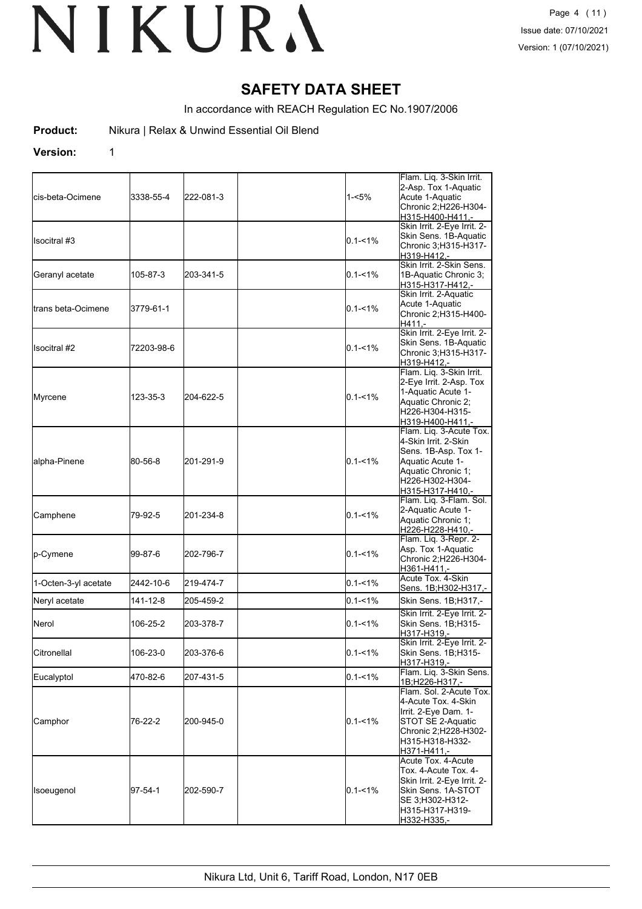# SAFETY DATA SHEET

In accordance with REACH Regulation EC No.1907/2006

**Product:** Nikura | Relax & Unwind Essential Oil Blend

**Version:** 1

| | | | | | |
|---|---|---|---|---|---|
| cis-beta-Ocimene | 3338-55-4 | 222-081-3 | | 1-<5% | Flam. Liq. 3-Skin Irrit. 2-Asp. Tox 1-Aquatic Acute 1-Aquatic Chronic 2;H226-H304-H315-H400-H411,- |
| Isocitral #3 | | | | 0.1-<1% | Skin Irrit. 2-Eye Irrit. 2-Skin Sens. 1B-Aquatic Chronic 3;H315-H317-H319-H412,- |
| Geranyl acetate | 105-87-3 | 203-341-5 | | 0.1-<1% | Skin Irrit. 2-Skin Sens. 1B-Aquatic Chronic 3;H315-H317-H412,- |
| trans beta-Ocimene | 3779-61-1 | | | 0.1-<1% | Skin Irrit. 2-Aquatic Acute 1-Aquatic Chronic 2;H315-H400-H411,- |
| Isocitral #2 | 72203-98-6 | | | 0.1-<1% | Skin Irrit. 2-Eye Irrit. 2-Skin Sens. 1B-Aquatic Chronic 3;H315-H317-H319-H412,- |
| Myrcene | 123-35-3 | 204-622-5 | | 0.1-<1% | Flam. Liq. 3-Skin Irrit. 2-Eye Irrit. 2-Asp. Tox 1-Aquatic Acute 1-Aquatic Chronic 2;H226-H304-H315-H319-H400-H411,- |
| alpha-Pinene | 80-56-8 | 201-291-9 | | 0.1-<1% | Flam. Liq. 3-Acute Tox. 4-Skin Irrit. 2-Skin Sens. 1B-Asp. Tox 1-Aquatic Acute 1-Aquatic Chronic 1;H226-H302-H304-H315-H317-H410,- |
| Camphene | 79-92-5 | 201-234-8 | | 0.1-<1% | Flam. Liq. 3-Flam. Sol. 2-Aquatic Acute 1-Aquatic Chronic 1;H226-H228-H410,- |
| p-Cymene | 99-87-6 | 202-796-7 | | 0.1-<1% | Flam. Liq. 3-Repr. 2-Asp. Tox 1-Aquatic Chronic 2;H226-H304-H361-H411,- |
| 1-Octen-3-yl acetate | 2442-10-6 | 219-474-7 | | 0.1-<1% | Acute Tox. 4-Skin Sens. 1B;H302-H317,- |
| Neryl acetate | 141-12-8 | 205-459-2 | | 0.1-<1% | Skin Sens. 1B;H317,- |
| Nerol | 106-25-2 | 203-378-7 | | 0.1-<1% | Skin Irrit. 2-Eye Irrit. 2-Skin Sens. 1B;H315-H317-H319,- |
| Citronellal | 106-23-0 | 203-376-6 | | 0.1-<1% | Skin Irrit. 2-Eye Irrit. 2-Skin Sens. 1B;H315-H317-H319,- |
| Eucalyptol | 470-82-6 | 207-431-5 | | 0.1-<1% | Flam. Liq. 3-Skin Sens. 1B;H226-H317,- |
| Camphor | 76-22-2 | 200-945-0 | | 0.1-<1% | Flam. Sol. 2-Acute Tox. 4-Acute Tox. 4-Skin Irrit. 2-Eye Dam. 1-STOT SE 2-Aquatic Chronic 2;H228-H302-H315-H318-H332-H371-H411,- |
| Isoeugenol | 97-54-1 | 202-590-7 | | 0.1-<1% | Acute Tox. 4-Acute Tox. 4-Acute Tox. 4-Skin Irrit. 2-Eye Irrit. 2-Skin Sens. 1A-STOT SE 3;H302-H312-H315-H317-H319-H332-H335,- |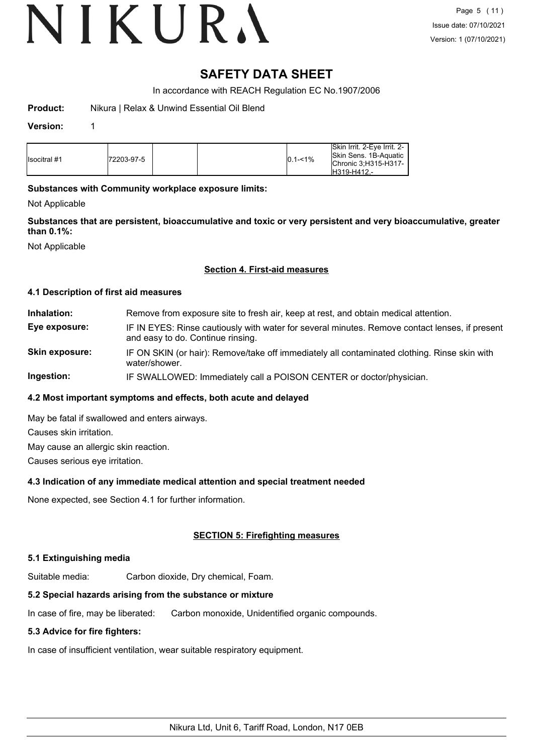# SAFETY DATA SHEET

In accordance with REACH Regulation EC No.1907/2006

**Product:** Nikura | Relax & Unwind Essential Oil Blend

**Version:** 1

| | | | | | |
|---|---|---|---|---|---|
| Isocitral #1 | 72203-97-5 | | | 0.1-<1% | Skin Irrit. 2-Eye Irrit. 2-Skin Sens. 1B-Aquatic Chronic 3;H315-H317-H319-H412,- |

**Substances with Community workplace exposure limits:**

Not Applicable

**Substances that are persistent, bioaccumulative and toxic or very persistent and very bioaccumulative, greater than 0.1%:**

Not Applicable

## Section 4. First-aid measures

### 4.1 Description of first aid measures

**Inhalation:** Remove from exposure site to fresh air, keep at rest, and obtain medical attention.

**Eye exposure:** IF IN EYES: Rinse cautiously with water for several minutes. Remove contact lenses, if present and easy to do. Continue rinsing.

**Skin exposure:** IF ON SKIN (or hair): Remove/take off immediately all contaminated clothing. Rinse skin with water/shower.

**Ingestion:** IF SWALLOWED: Immediately call a POISON CENTER or doctor/physician.

### 4.2 Most important symptoms and effects, both acute and delayed

May be fatal if swallowed and enters airways.

Causes skin irritation.

May cause an allergic skin reaction.

Causes serious eye irritation.

### 4.3 Indication of any immediate medical attention and special treatment needed

None expected, see Section 4.1 for further information.

## SECTION 5: Firefighting measures

### 5.1 Extinguishing media

Suitable media: Carbon dioxide, Dry chemical, Foam.

### 5.2 Special hazards arising from the substance or mixture

In case of fire, may be liberated: Carbon monoxide, Unidentified organic compounds.

### 5.3 Advice for fire fighters:

In case of insufficient ventilation, wear suitable respiratory equipment.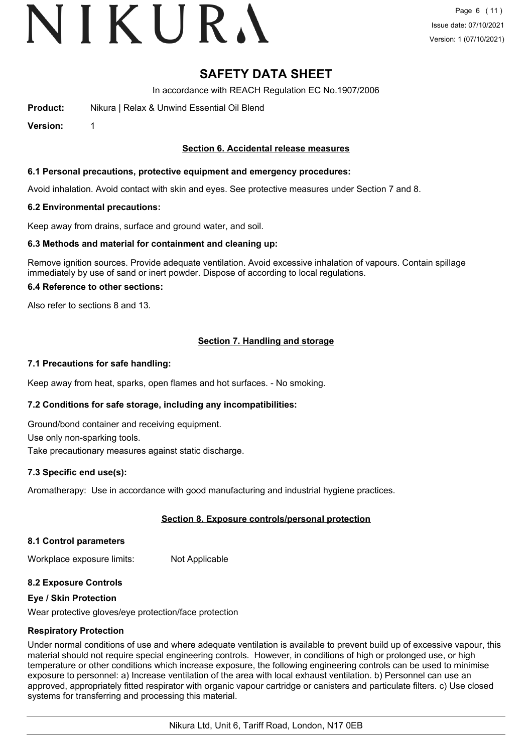# SAFETY DATA SHEET

In accordance with REACH Regulation EC No.1907/2006

**Product:** Nikura | Relax & Unwind Essential Oil Blend

**Version:** 1

## Section 6. Accidental release measures

### 6.1 Personal precautions, protective equipment and emergency procedures:

Avoid inhalation. Avoid contact with skin and eyes. See protective measures under Section 7 and 8.

### 6.2 Environmental precautions:

Keep away from drains, surface and ground water, and soil.

### 6.3 Methods and material for containment and cleaning up:

Remove ignition sources. Provide adequate ventilation. Avoid excessive inhalation of vapours. Contain spillage immediately by use of sand or inert powder. Dispose of according to local regulations.

### 6.4 Reference to other sections:

Also refer to sections 8 and 13.

## Section 7. Handling and storage

### 7.1 Precautions for safe handling:

Keep away from heat, sparks, open flames and hot surfaces. - No smoking.

### 7.2 Conditions for safe storage, including any incompatibilities:

Ground/bond container and receiving equipment.

Use only non-sparking tools.

Take precautionary measures against static discharge.

### 7.3 Specific end use(s):

Aromatherapy: Use in accordance with good manufacturing and industrial hygiene practices.

## Section 8. Exposure controls/personal protection

### 8.1 Control parameters

Workplace exposure limits: Not Applicable

### 8.2 Exposure Controls

**Eye / Skin Protection**

Wear protective gloves/eye protection/face protection

**Respiratory Protection**

Under normal conditions of use and where adequate ventilation is available to prevent build up of excessive vapour, this material should not require special engineering controls. However, in conditions of high or prolonged use, or high temperature or other conditions which increase exposure, the following engineering controls can be used to minimise exposure to personnel: a) Increase ventilation of the area with local exhaust ventilation. b) Personnel can use an approved, appropriately fitted respirator with organic vapour cartridge or canisters and particulate filters. c) Use closed systems for transferring and processing this material.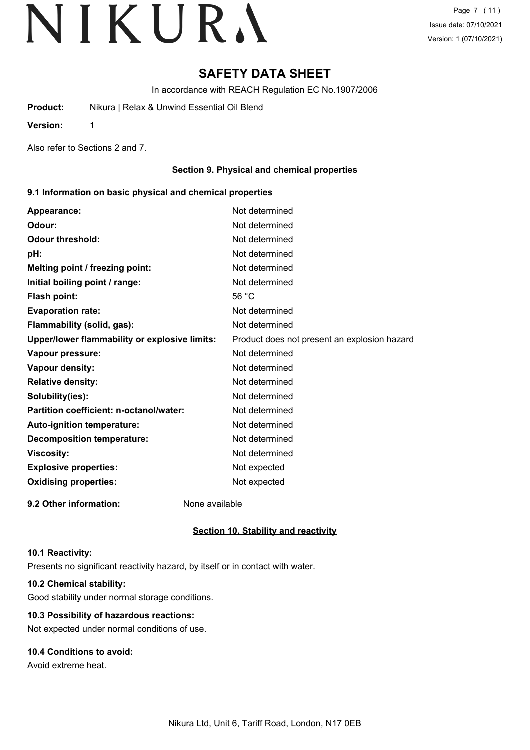# SAFETY DATA SHEET

In accordance with REACH Regulation EC No.1907/2006

**Product:** Nikura | Relax & Unwind Essential Oil Blend

**Version:** 1

Also refer to Sections 2 and 7.

## Section 9. Physical and chemical properties

### 9.1 Information on basic physical and chemical properties

| | |
|---|---|
| **Appearance:** | Not determined |
| **Odour:** | Not determined |
| **Odour threshold:** | Not determined |
| **pH:** | Not determined |
| **Melting point / freezing point:** | Not determined |
| **Initial boiling point / range:** | Not determined |
| **Flash point:** | 56 °C |
| **Evaporation rate:** | Not determined |
| **Flammability (solid, gas):** | Not determined |
| **Upper/lower flammability or explosive limits:** | Product does not present an explosion hazard |
| **Vapour pressure:** | Not determined |
| **Vapour density:** | Not determined |
| **Relative density:** | Not determined |
| **Solubility(ies):** | Not determined |
| **Partition coefficient: n-octanol/water:** | Not determined |
| **Auto-ignition temperature:** | Not determined |
| **Decomposition temperature:** | Not determined |
| **Viscosity:** | Not determined |
| **Explosive properties:** | Not expected |
| **Oxidising properties:** | Not expected |

**9.2 Other information:** None available

## Section 10. Stability and reactivity

### 10.1 Reactivity:

Presents no significant reactivity hazard, by itself or in contact with water.

### 10.2 Chemical stability:

Good stability under normal storage conditions.

### 10.3 Possibility of hazardous reactions:

Not expected under normal conditions of use.

### 10.4 Conditions to avoid:

Avoid extreme heat.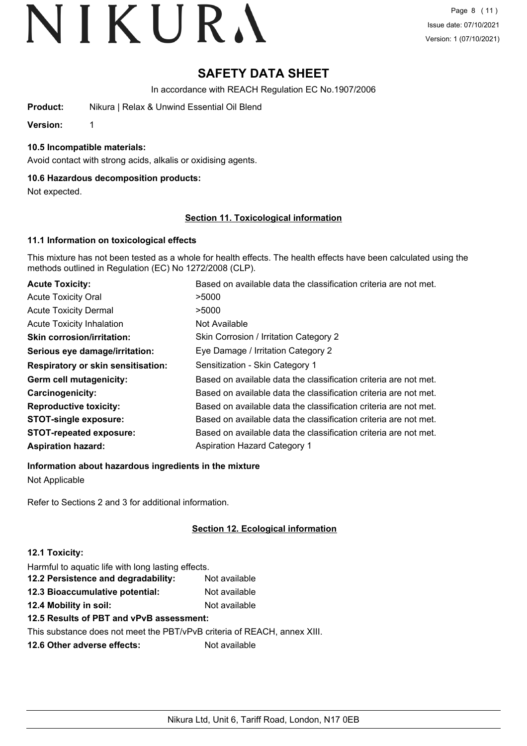# SAFETY DATA SHEET

In accordance with REACH Regulation EC No.1907/2006

**Product:** Nikura | Relax & Unwind Essential Oil Blend

**Version:** 1

**10.5 Incompatible materials:**

Avoid contact with strong acids, alkalis or oxidising agents.

**10.6 Hazardous decomposition products:**

Not expected.

## Section 11. Toxicological information

**11.1 Information on toxicological effects**

This mixture has not been tested as a whole for health effects. The health effects have been calculated using the methods outlined in Regulation (EC) No 1272/2008 (CLP).

| | |
|---|---|
| **Acute Toxicity:** | Based on available data the classification criteria are not met. |
| Acute Toxicity Oral | >5000 |
| Acute Toxicity Dermal | >5000 |
| Acute Toxicity Inhalation | Not Available |
| **Skin corrosion/irritation:** | Skin Corrosion / Irritation Category 2 |
| **Serious eye damage/irritation:** | Eye Damage / Irritation Category 2 |
| **Respiratory or skin sensitisation:** | Sensitization - Skin Category 1 |
| **Germ cell mutagenicity:** | Based on available data the classification criteria are not met. |
| **Carcinogenicity:** | Based on available data the classification criteria are not met. |
| **Reproductive toxicity:** | Based on available data the classification criteria are not met. |
| **STOT-single exposure:** | Based on available data the classification criteria are not met. |
| **STOT-repeated exposure:** | Based on available data the classification criteria are not met. |
| **Aspiration hazard:** | Aspiration Hazard Category 1 |

**Information about hazardous ingredients in the mixture**

Not Applicable

Refer to Sections 2 and 3 for additional information.

## Section 12. Ecological information

**12.1 Toxicity:**

Harmful to aquatic life with long lasting effects.

**12.2 Persistence and degradability:** Not available

**12.3 Bioaccumulative potential:** Not available

**12.4 Mobility in soil:** Not available

**12.5 Results of PBT and vPvB assessment:**

This substance does not meet the PBT/vPvB criteria of REACH, annex XIII.

**12.6 Other adverse effects:** Not available

Nikura Ltd, Unit 6, Tariff Road, London, N17 0EB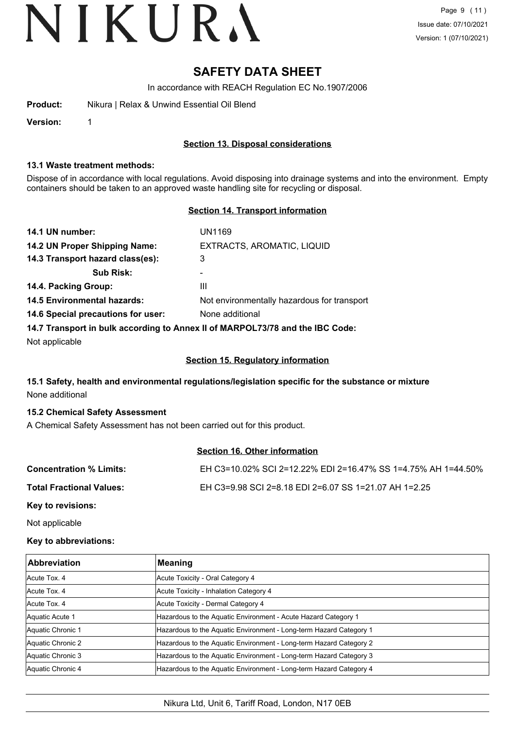# SAFETY DATA SHEET

In accordance with REACH Regulation EC No.1907/2006

**Product:** Nikura | Relax & Unwind Essential Oil Blend

**Version:** 1

## Section 13. Disposal considerations

### 13.1 Waste treatment methods:

Dispose of in accordance with local regulations. Avoid disposing into drainage systems and into the environment. Empty containers should be taken to an approved waste handling site for recycling or disposal.

## Section 14. Transport information

**14.1 UN number:** UN1169

**14.2 UN Proper Shipping Name:** EXTRACTS, AROMATIC, LIQUID

**14.3 Transport hazard class(es):** 3

**Sub Risk:** -

**14.4. Packing Group:** III

**14.5 Environmental hazards:** Not environmentally hazardous for transport

**14.6 Special precautions for user:** None additional

**14.7 Transport in bulk according to Annex II of MARPOL73/78 and the IBC Code:**

Not applicable

## Section 15. Regulatory information

### 15.1 Safety, health and environmental regulations/legislation specific for the substance or mixture

None additional

### 15.2 Chemical Safety Assessment

A Chemical Safety Assessment has not been carried out for this product.

## Section 16. Other information

**Concentration % Limits:** EH C3=10.02% SCI 2=12.22% EDI 2=16.47% SS 1=4.75% AH 1=44.50%

**Total Fractional Values:** EH C3=9.98 SCI 2=8.18 EDI 2=6.07 SS 1=21.07 AH 1=2.25

**Key to revisions:**

Not applicable

**Key to abbreviations:**

| Abbreviation | Meaning |
|---|---|
| Acute Tox. 4 | Acute Toxicity - Oral Category 4 |
| Acute Tox. 4 | Acute Toxicity - Inhalation Category 4 |
| Acute Tox. 4 | Acute Toxicity - Dermal Category 4 |
| Aquatic Acute 1 | Hazardous to the Aquatic Environment - Acute Hazard Category 1 |
| Aquatic Chronic 1 | Hazardous to the Aquatic Environment - Long-term Hazard Category 1 |
| Aquatic Chronic 2 | Hazardous to the Aquatic Environment - Long-term Hazard Category 2 |
| Aquatic Chronic 3 | Hazardous to the Aquatic Environment - Long-term Hazard Category 3 |
| Aquatic Chronic 4 | Hazardous to the Aquatic Environment - Long-term Hazard Category 4 |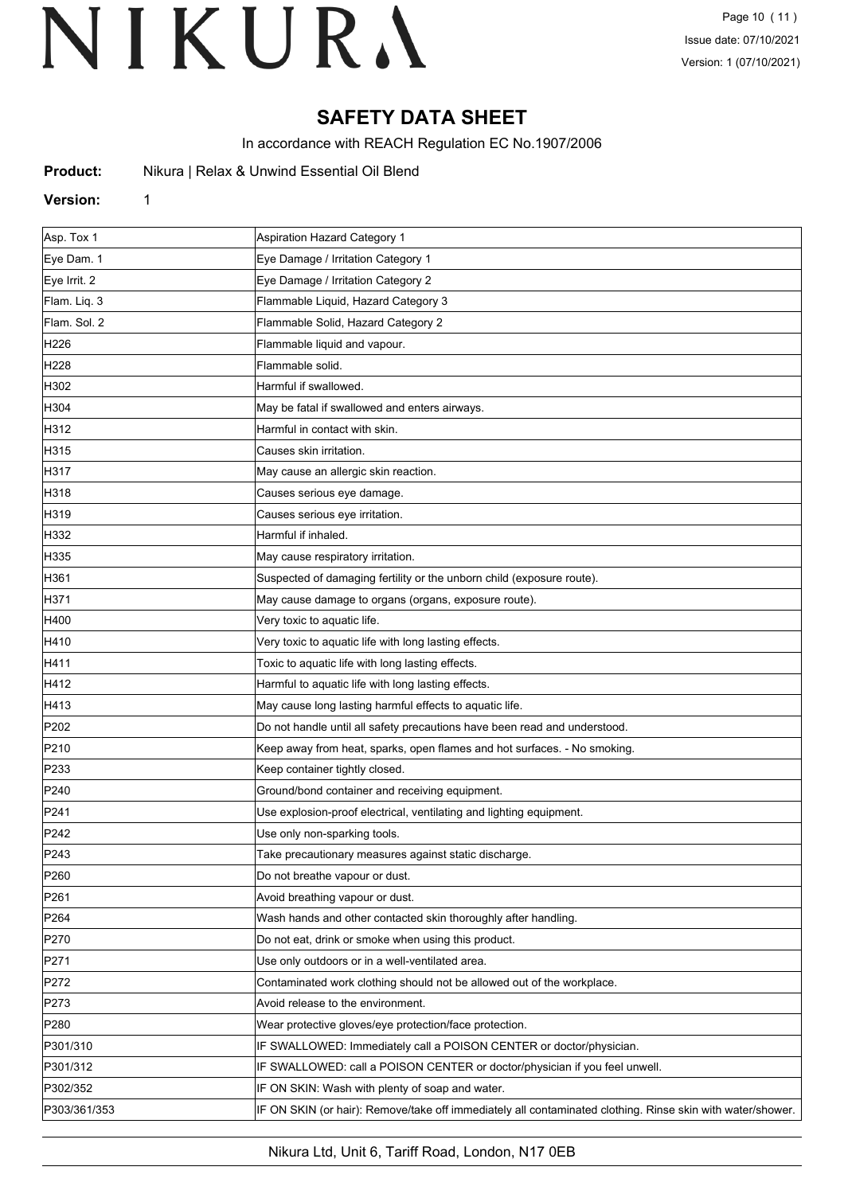# SAFETY DATA SHEET

In accordance with REACH Regulation EC No.1907/2006

**Product:** Nikura | Relax & Unwind Essential Oil Blend

**Version:** 1

| | |
|---|---|
| Asp. Tox 1 | Aspiration Hazard Category 1 |
| Eye Dam. 1 | Eye Damage / Irritation Category 1 |
| Eye Irrit. 2 | Eye Damage / Irritation Category 2 |
| Flam. Liq. 3 | Flammable Liquid, Hazard Category 3 |
| Flam. Sol. 2 | Flammable Solid, Hazard Category 2 |
| H226 | Flammable liquid and vapour. |
| H228 | Flammable solid. |
| H302 | Harmful if swallowed. |
| H304 | May be fatal if swallowed and enters airways. |
| H312 | Harmful in contact with skin. |
| H315 | Causes skin irritation. |
| H317 | May cause an allergic skin reaction. |
| H318 | Causes serious eye damage. |
| H319 | Causes serious eye irritation. |
| H332 | Harmful if inhaled. |
| H335 | May cause respiratory irritation. |
| H361 | Suspected of damaging fertility or the unborn child (exposure route). |
| H371 | May cause damage to organs (organs, exposure route). |
| H400 | Very toxic to aquatic life. |
| H410 | Very toxic to aquatic life with long lasting effects. |
| H411 | Toxic to aquatic life with long lasting effects. |
| H412 | Harmful to aquatic life with long lasting effects. |
| H413 | May cause long lasting harmful effects to aquatic life. |
| P202 | Do not handle until all safety precautions have been read and understood. |
| P210 | Keep away from heat, sparks, open flames and hot surfaces. - No smoking. |
| P233 | Keep container tightly closed. |
| P240 | Ground/bond container and receiving equipment. |
| P241 | Use explosion-proof electrical, ventilating and lighting equipment. |
| P242 | Use only non-sparking tools. |
| P243 | Take precautionary measures against static discharge. |
| P260 | Do not breathe vapour or dust. |
| P261 | Avoid breathing vapour or dust. |
| P264 | Wash hands and other contacted skin thoroughly after handling. |
| P270 | Do not eat, drink or smoke when using this product. |
| P271 | Use only outdoors or in a well-ventilated area. |
| P272 | Contaminated work clothing should not be allowed out of the workplace. |
| P273 | Avoid release to the environment. |
| P280 | Wear protective gloves/eye protection/face protection. |
| P301/310 | IF SWALLOWED: Immediately call a POISON CENTER or doctor/physician. |
| P301/312 | IF SWALLOWED: call a POISON CENTER or doctor/physician if you feel unwell. |
| P302/352 | IF ON SKIN: Wash with plenty of soap and water. |
| P303/361/353 | IF ON SKIN (or hair): Remove/take off immediately all contaminated clothing. Rinse skin with water/shower. |

Nikura Ltd, Unit 6, Tariff Road, London, N17 0EB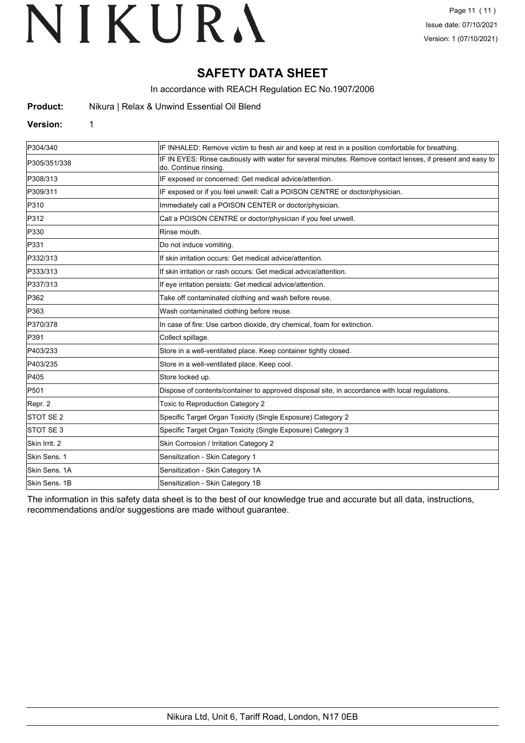# SAFETY DATA SHEET

In accordance with REACH Regulation EC No.1907/2006

**Product:** Nikura | Relax & Unwind Essential Oil Blend

**Version:** 1

| | |
|---|---|
| P304/340 | IF INHALED: Remove victim to fresh air and keep at rest in a position comfortable for breathing. |
| P305/351/338 | IF IN EYES: Rinse cautiously with water for several minutes. Remove contact lenses, if present and easy to do. Continue rinsing. |
| P308/313 | IF exposed or concerned: Get medical advice/attention. |
| P309/311 | IF exposed or if you feel unwell: Call a POISON CENTRE or doctor/physician. |
| P310 | Immediately call a POISON CENTER or doctor/physician. |
| P312 | Call a POISON CENTRE or doctor/physician if you feel unwell. |
| P330 | Rinse mouth. |
| P331 | Do not induce vomiting. |
| P332/313 | If skin irritation occurs: Get medical advice/attention. |
| P333/313 | If skin irritation or rash occurs: Get medical advice/attention. |
| P337/313 | If eye irritation persists: Get medical advice/attention. |
| P362 | Take off contaminated clothing and wash before reuse. |
| P363 | Wash contaminated clothing before reuse. |
| P370/378 | In case of fire: Use carbon dioxide, dry chemical, foam for extinction. |
| P391 | Collect spillage. |
| P403/233 | Store in a well-ventilated place. Keep container tightly closed. |
| P403/235 | Store in a well-ventilated place. Keep cool. |
| P405 | Store locked up. |
| P501 | Dispose of contents/container to approved disposal site, in accordance with local regulations. |
| Repr. 2 | Toxic to Reproduction Category 2 |
| STOT SE 2 | Specific Target Organ Toxicity (Single Exposure) Category 2 |
| STOT SE 3 | Specific Target Organ Toxicity (Single Exposure) Category 3 |
| Skin Irrit. 2 | Skin Corrosion / Irritation Category 2 |
| Skin Sens. 1 | Sensitization - Skin Category 1 |
| Skin Sens. 1A | Sensitization - Skin Category 1A |
| Skin Sens. 1B | Sensitization - Skin Category 1B |

The information in this safety data sheet is to the best of our knowledge true and accurate but all data, instructions, recommendations and/or suggestions are made without guarantee.